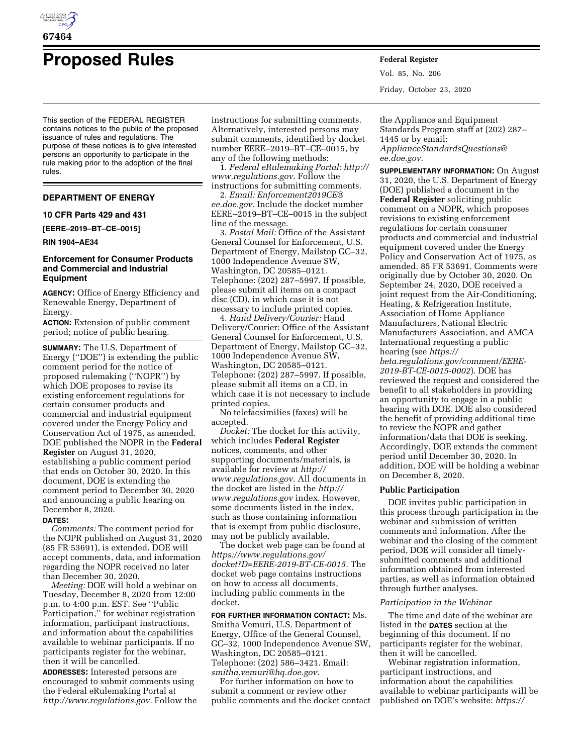# Proposed Rules

This section of the FEDERAL REGISTER contains notices to the public of the proposed issuance of rules and regulations. The purpose of these notices is to give interested persons an opportunity to participate in the rule making prior to the adoption of the final rules.

## DEPARTMENT OF ENERGY

### 10 CFR Parts 429 and 431

**[EERE–2019–BT–CE–0015]**

**RIN 1904–AE34**

### Enforcement for Consumer Products and Commercial and Industrial Equipment

**AGENCY:** Office of Energy Efficiency and Renewable Energy, Department of Energy.

**ACTION:** Extension of public comment period; notice of public hearing.

**SUMMARY:** The U.S. Department of Energy (''DOE'') is extending the public comment period for the notice of proposed rulemaking (''NOPR'') by which DOE proposes to revise its existing enforcement regulations for certain consumer products and commercial and industrial equipment covered under the Energy Policy and Conservation Act of 1975, as amended. DOE published the NOPR in the **Federal Register** on August 31, 2020, establishing a public comment period that ends on October 30, 2020. In this document, DOE is extending the comment period to December 30, 2020 and announcing a public hearing on December 8, 2020.

**DATES:**

*Comments:* The comment period for the NOPR published on August 31, 2020 (85 FR 53691), is extended. DOE will accept comments, data, and information regarding the NOPR received no later than December 30, 2020.

*Meeting:* DOE will hold a webinar on Tuesday, December 8, 2020 from 12:00 p.m. to 4:00 p.m. EST. See ''Public Participation,'' for webinar registration information, participant instructions, and information about the capabilities available to webinar participants. If no participants register for the webinar, then it will be cancelled.

**ADDRESSES:** Interested persons are encouraged to submit comments using the Federal eRulemaking Portal at *http://www.regulations.gov.* Follow the instructions for submitting comments. Alternatively, interested persons may submit comments, identified by docket number EERE–2019–BT–CE–0015, by any of the following methods:

1. *Federal eRulemaking Portal: http://www.regulations.gov.* Follow the instructions for submitting comments.
2. *Email: Enforcement2019CE@ee.doe.gov.* Include the docket number EERE–2019–BT–CE–0015 in the subject line of the message.
3. *Postal Mail:* Office of the Assistant General Counsel for Enforcement, U.S. Department of Energy, Mailstop GC–32, 1000 Independence Avenue SW, Washington, DC 20585–0121. Telephone: (202) 287–5997. If possible, please submit all items on a compact disc (CD), in which case it is not necessary to include printed copies.
4. *Hand Delivery/Courier:* Hand Delivery/Courier: Office of the Assistant General Counsel for Enforcement, U.S. Department of Energy, Mailstop GC–32, 1000 Independence Avenue SW, Washington, DC 20585–0121. Telephone: (202) 287–5997. If possible, please submit all items on a CD, in which case it is not necessary to include printed copies.

No telefacsimilies (faxes) will be accepted.

*Docket:* The docket for this activity, which includes **Federal Register** notices, comments, and other supporting documents/materials, is available for review at *http://www.regulations.gov.* All documents in the docket are listed in the *http://www.regulations.gov* index. However, some documents listed in the index, such as those containing information that is exempt from public disclosure, may not be publicly available.

The docket web page can be found at *https://www.regulations.gov/docket?D=EERE-2019-BT-CE-0015.* The docket web page contains instructions on how to access all documents, including public comments in the docket.

**FOR FURTHER INFORMATION CONTACT:** Ms. Smitha Vemuri, U.S. Department of Energy, Office of the General Counsel, GC–32, 1000 Independence Avenue SW, Washington, DC 20585–0121. Telephone: (202) 586–3421. Email: *smitha.vemuri@hq.doe.gov.*

For further information on how to submit a comment or review other public comments and the docket contact the Appliance and Equipment Standards Program staff at (202) 287–1445 or by email: *ApplianceStandardsQuestions@ee.doe.gov.*

**SUPPLEMENTARY INFORMATION:** On August 31, 2020, the U.S. Department of Energy (DOE) published a document in the **Federal Register** soliciting public comment on a NOPR, which proposes revisions to existing enforcement regulations for certain consumer products and commercial and industrial equipment covered under the Energy Policy and Conservation Act of 1975, as amended. 85 FR 53691. Comments were originally due by October 30, 2020. On September 24, 2020, DOE received a joint request from the Air-Conditioning, Heating, & Refrigeration Institute, Association of Home Appliance Manufacturers, National Electric Manufacturers Association, and AMCA International requesting a public hearing (see *https://beta.regulations.gov/comment/EERE-2019-BT-CE-0015-0002*). DOE has reviewed the request and considered the benefit to all stakeholders in providing an opportunity to engage in a public hearing with DOE. DOE also considered the benefit of providing additional time to review the NOPR and gather information/data that DOE is seeking. Accordingly, DOE extends the comment period until December 30, 2020. In addition, DOE will be holding a webinar on December 8, 2020.

### Public Participation

DOE invites public participation in this process through participation in the webinar and submission of written comments and information. After the webinar and the closing of the comment period, DOE will consider all timely-submitted comments and additional information obtained from interested parties, as well as information obtained through further analyses.

#### *Participation in the Webinar*

The time and date of the webinar are listed in the **DATES** section at the beginning of this document. If no participants register for the webinar, then it will be cancelled.

Webinar registration information, participant instructions, and information about the capabilities available to webinar participants will be published on DOE's website: *https://*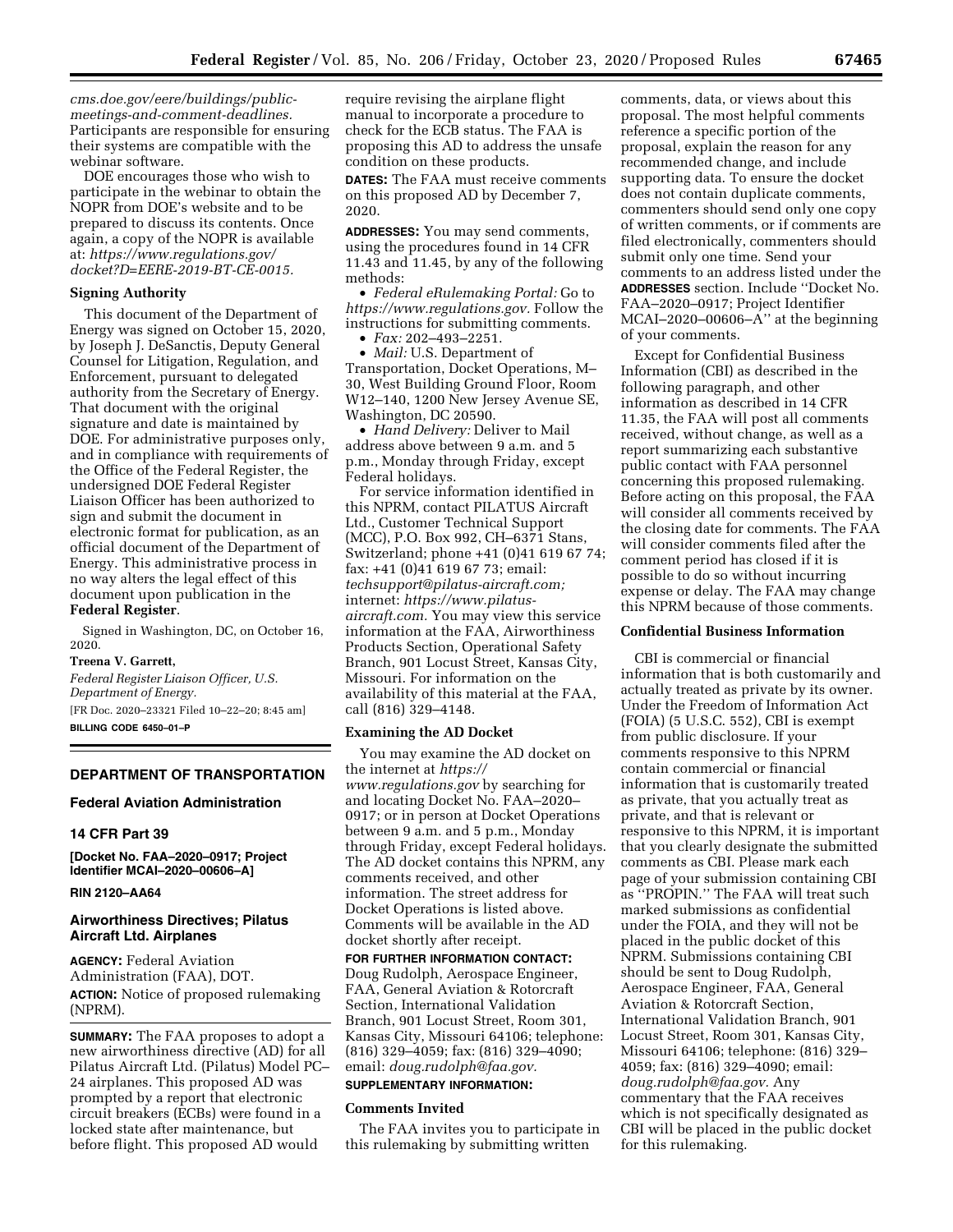*cms.doe.gov/eere/buildings/public-meetings-and-comment-deadlines.* Participants are responsible for ensuring their systems are compatible with the webinar software.

DOE encourages those who wish to participate in the webinar to obtain the NOPR from DOE's website and to be prepared to discuss its contents. Once again, a copy of the NOPR is available at: *https://www.regulations.gov/docket?D=EERE-2019-BT-CE-0015.*

### Signing Authority

This document of the Department of Energy was signed on October 15, 2020, by Joseph J. DeSanctis, Deputy General Counsel for Litigation, Regulation, and Enforcement, pursuant to delegated authority from the Secretary of Energy. That document with the original signature and date is maintained by DOE. For administrative purposes only, and in compliance with requirements of the Office of the Federal Register, the undersigned DOE Federal Register Liaison Officer has been authorized to sign and submit the document in electronic format for publication, as an official document of the Department of Energy. This administrative process in no way alters the legal effect of this document upon publication in the **Federal Register**.

Signed in Washington, DC, on October 16, 2020.

**Treena V. Garrett,**

*Federal Register Liaison Officer, U.S. Department of Energy.*

[FR Doc. 2020–23321 Filed 10–22–20; 8:45 am]

**BILLING CODE 6450–01–P**

## DEPARTMENT OF TRANSPORTATION

### Federal Aviation Administration

### 14 CFR Part 39

**[Docket No. FAA–2020–0917; Project Identifier MCAI–2020–00606–A]**

**RIN 2120–AA64**

### Airworthiness Directives; Pilatus Aircraft Ltd. Airplanes

**AGENCY:** Federal Aviation Administration (FAA), DOT.

**ACTION:** Notice of proposed rulemaking (NPRM).

**SUMMARY:** The FAA proposes to adopt a new airworthiness directive (AD) for all Pilatus Aircraft Ltd. (Pilatus) Model PC–24 airplanes. This proposed AD was prompted by a report that electronic circuit breakers (ECBs) were found in a locked state after maintenance, but before flight. This proposed AD would require revising the airplane flight manual to incorporate a procedure to check for the ECB status. The FAA is proposing this AD to address the unsafe condition on these products.

**DATES:** The FAA must receive comments on this proposed AD by December 7, 2020.

**ADDRESSES:** You may send comments, using the procedures found in 14 CFR 11.43 and 11.45, by any of the following methods:

- *Federal eRulemaking Portal:* Go to *https://www.regulations.gov.* Follow the instructions for submitting comments.
- *Fax:* 202–493–2251.
- *Mail:* U.S. Department of Transportation, Docket Operations, M–30, West Building Ground Floor, Room W12–140, 1200 New Jersey Avenue SE, Washington, DC 20590.
- *Hand Delivery:* Deliver to Mail address above between 9 a.m. and 5 p.m., Monday through Friday, except Federal holidays.

For service information identified in this NPRM, contact PILATUS Aircraft Ltd., Customer Technical Support (MCC), P.O. Box 992, CH–6371 Stans, Switzerland; phone +41 (0)41 619 67 74; fax: +41 (0)41 619 67 73; email: *techsupport@pilatus-aircraft.com;* internet: *https://www.pilatus-aircraft.com.* You may view this service information at the FAA, Airworthiness Products Section, Operational Safety Branch, 901 Locust Street, Kansas City, Missouri. For information on the availability of this material at the FAA, call (816) 329–4148.

### Examining the AD Docket

You may examine the AD docket on the internet at *https://www.regulations.gov* by searching for and locating Docket No. FAA–2020–0917; or in person at Docket Operations between 9 a.m. and 5 p.m., Monday through Friday, except Federal holidays. The AD docket contains this NPRM, any comments received, and other information. The street address for Docket Operations is listed above. Comments will be available in the AD docket shortly after receipt.

**FOR FURTHER INFORMATION CONTACT:** Doug Rudolph, Aerospace Engineer, FAA, General Aviation & Rotorcraft Section, International Validation Branch, 901 Locust Street, Room 301, Kansas City, Missouri 64106; telephone: (816) 329–4059; fax: (816) 329–4090; email: *doug.rudolph@faa.gov.*

**SUPPLEMENTARY INFORMATION:**

### Comments Invited

The FAA invites you to participate in this rulemaking by submitting written comments, data, or views about this proposal. The most helpful comments reference a specific portion of the proposal, explain the reason for any recommended change, and include supporting data. To ensure the docket does not contain duplicate comments, commenters should send only one copy of written comments, or if comments are filed electronically, commenters should submit only one time. Send your comments to an address listed under the **ADDRESSES** section. Include ''Docket No. FAA–2020–0917; Project Identifier MCAI–2020–00606–A'' at the beginning of your comments.

Except for Confidential Business Information (CBI) as described in the following paragraph, and other information as described in 14 CFR 11.35, the FAA will post all comments received, without change, as well as a report summarizing each substantive public contact with FAA personnel concerning this proposed rulemaking. Before acting on this proposal, the FAA will consider all comments received by the closing date for comments. The FAA will consider comments filed after the comment period has closed if it is possible to do so without incurring expense or delay. The FAA may change this NPRM because of those comments.

### Confidential Business Information

CBI is commercial or financial information that is both customarily and actually treated as private by its owner. Under the Freedom of Information Act (FOIA) (5 U.S.C. 552), CBI is exempt from public disclosure. If your comments responsive to this NPRM contain commercial or financial information that is customarily treated as private, that you actually treat as private, and that is relevant or responsive to this NPRM, it is important that you clearly designate the submitted comments as CBI. Please mark each page of your submission containing CBI as ''PROPIN.'' The FAA will treat such marked submissions as confidential under the FOIA, and they will not be placed in the public docket of this NPRM. Submissions containing CBI should be sent to Doug Rudolph, Aerospace Engineer, FAA, General Aviation & Rotorcraft Section, International Validation Branch, 901 Locust Street, Room 301, Kansas City, Missouri 64106; telephone: (816) 329–4059; fax: (816) 329–4090; email: *doug.rudolph@faa.gov.* Any commentary that the FAA receives which is not specifically designated as CBI will be placed in the public docket for this rulemaking.